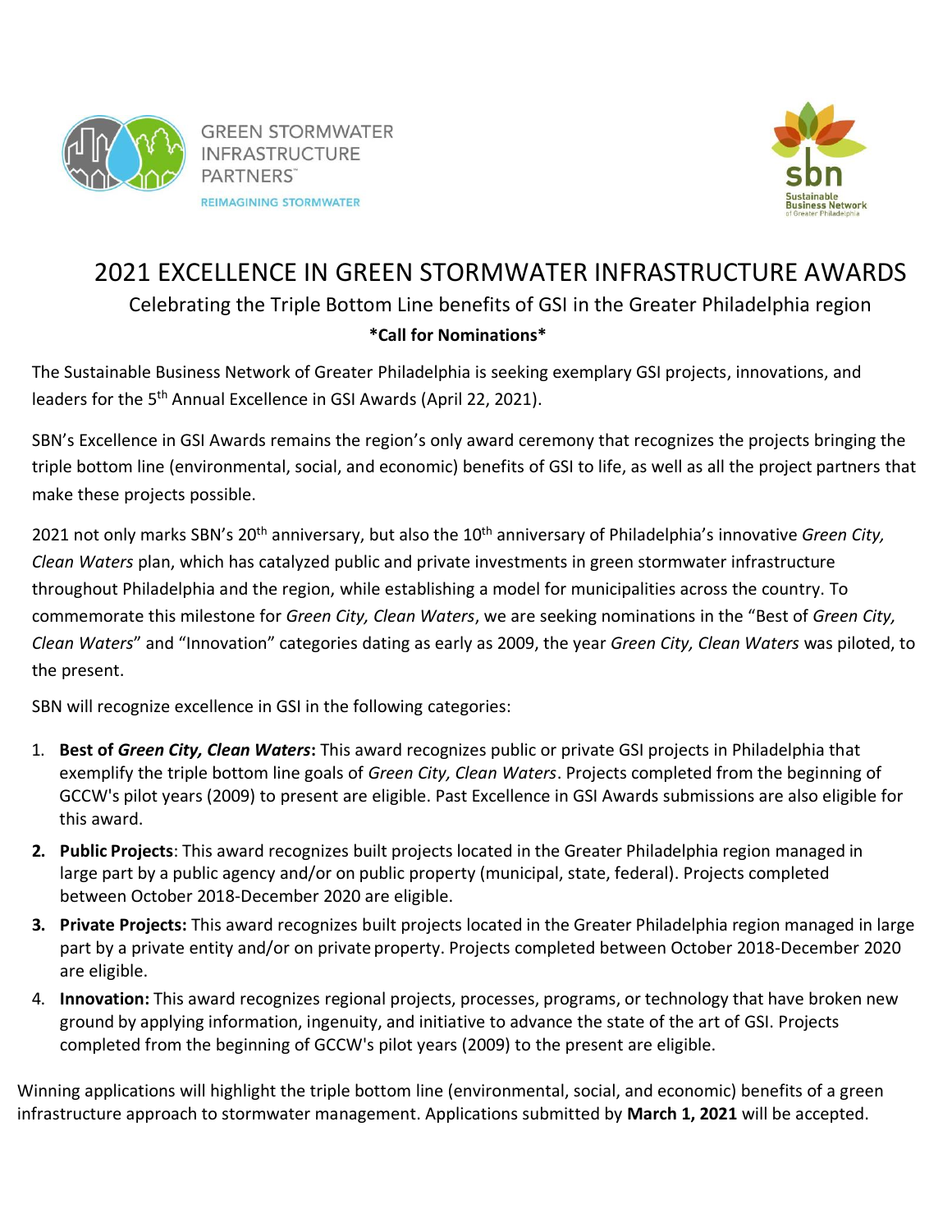GREEN STORMWATER INFRASTRUCTURE PARTNERS™

REIMAGINING STORMWATER

sbn Sustainable Business Network of Greater Philadelphia

# 2021 EXCELLENCE IN GREEN STORMWATER INFRASTRUCTURE AWARDS

## Celebrating the Triple Bottom Line benefits of GSI in the Greater Philadelphia region

**\*Call for Nominations\***

The Sustainable Business Network of Greater Philadelphia is seeking exemplary GSI projects, innovations, and leaders for the 5th Annual Excellence in GSI Awards (April 22, 2021).

SBN's Excellence in GSI Awards remains the region's only award ceremony that recognizes the projects bringing the triple bottom line (environmental, social, and economic) benefits of GSI to life, as well as all the project partners that make these projects possible.

2021 not only marks SBN's 20th anniversary, but also the 10th anniversary of Philadelphia's innovative *Green City, Clean Waters* plan, which has catalyzed public and private investments in green stormwater infrastructure throughout Philadelphia and the region, while establishing a model for municipalities across the country. To commemorate this milestone for *Green City, Clean Waters*, we are seeking nominations in the "Best of *Green City, Clean Waters*" and "Innovation" categories dating as early as 2009, the year *Green City, Clean Waters* was piloted, to the present.

SBN will recognize excellence in GSI in the following categories:

1. **Best of *Green City, Clean Waters*:** This award recognizes public or private GSI projects in Philadelphia that exemplify the triple bottom line goals of *Green City, Clean Waters*. Projects completed from the beginning of GCCW's pilot years (2009) to present are eligible. Past Excellence in GSI Awards submissions are also eligible for this award.
2. **Public Projects**: This award recognizes built projects located in the Greater Philadelphia region managed in large part by a public agency and/or on public property (municipal, state, federal). Projects completed between October 2018-December 2020 are eligible.
3. **Private Projects:** This award recognizes built projects located in the Greater Philadelphia region managed in large part by a private entity and/or on private property. Projects completed between October 2018-December 2020 are eligible.
4. **Innovation:** This award recognizes regional projects, processes, programs, or technology that have broken new ground by applying information, ingenuity, and initiative to advance the state of the art of GSI. Projects completed from the beginning of GCCW's pilot years (2009) to the present are eligible.

Winning applications will highlight the triple bottom line (environmental, social, and economic) benefits of a green infrastructure approach to stormwater management. Applications submitted by **March 1, 2021** will be accepted.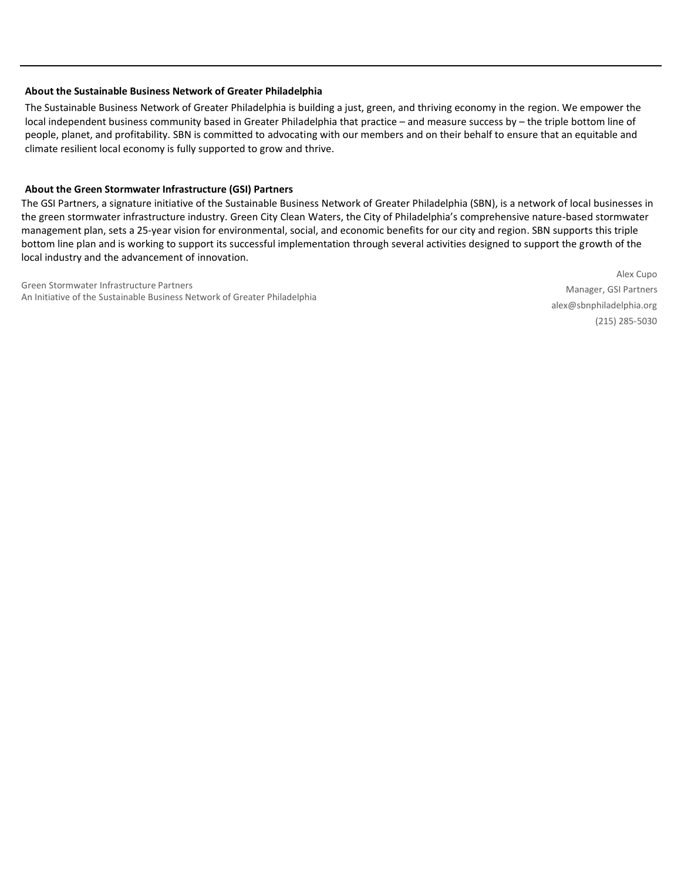---

**About the Sustainable Business Network of Greater Philadelphia**

The Sustainable Business Network of Greater Philadelphia is building a just, green, and thriving economy in the region. We empower the local independent business community based in Greater Philadelphia that practice – and measure success by – the triple bottom line of people, planet, and profitability. SBN is committed to advocating with our members and on their behalf to ensure that an equitable and climate resilient local economy is fully supported to grow and thrive.

**About the Green Stormwater Infrastructure (GSI) Partners**

The GSI Partners, a signature initiative of the Sustainable Business Network of Greater Philadelphia (SBN), is a network of local businesses in the green stormwater infrastructure industry. Green City Clean Waters, the City of Philadelphia's comprehensive nature-based stormwater management plan, sets a 25-year vision for environmental, social, and economic benefits for our city and region. SBN supports this triple bottom line plan and is working to support its successful implementation through several activities designed to support the growth of the local industry and the advancement of innovation.

Green Stormwater Infrastructure Partners
An Initiative of the Sustainable Business Network of Greater Philadelphia

Alex Cupo
Manager, GSI Partners
alex@sbnphiladelphia.org
(215) 285-5030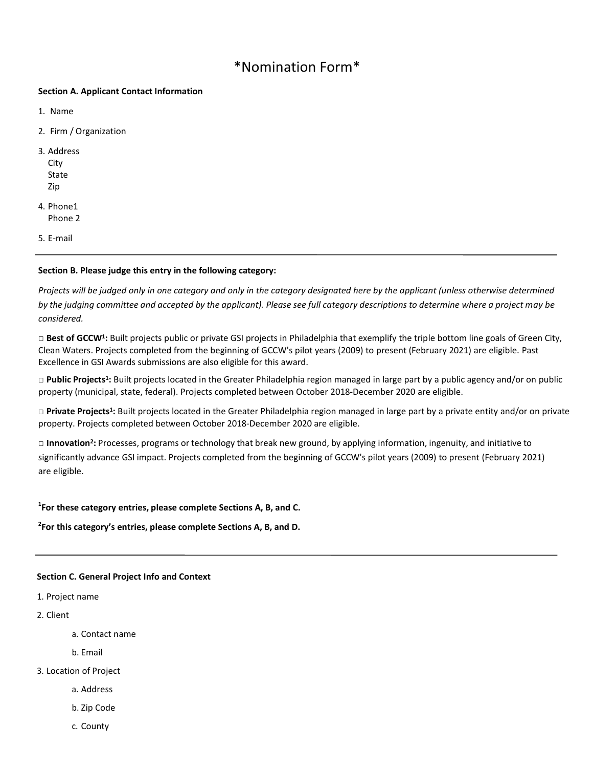# *Nomination Form*

**Section A. Applicant Contact Information**

1. Name
2. Firm / Organization
3. Address
   City
   State
   Zip
4. Phone1
   Phone 2
5. E-mail

---

**Section B. Please judge this entry in the following category:**

*Projects will be judged only in one category and only in the category designated here by the applicant (unless otherwise determined by the judging committee and accepted by the applicant). Please see full category descriptions to determine where a project may be considered.*

□ **Best of GCCW[1]:** Built projects public or private GSI projects in Philadelphia that exemplify the triple bottom line goals of Green City, Clean Waters. Projects completed from the beginning of GCCW's pilot years (2009) to present (February 2021) are eligible. Past Excellence in GSI Awards submissions are also eligible for this award.

□ **Public Projects[1]:** Built projects located in the Greater Philadelphia region managed in large part by a public agency and/or on public property (municipal, state, federal). Projects completed between October 2018-December 2020 are eligible.

□ **Private Projects[1]:** Built projects located in the Greater Philadelphia region managed in large part by a private entity and/or on private property. Projects completed between October 2018-December 2020 are eligible.

□ **Innovation[2]:** Processes, programs or technology that break new ground, by applying information, ingenuity, and initiative to significantly advance GSI impact. Projects completed from the beginning of GCCW's pilot years (2009) to present (February 2021) are eligible.

**[1]For these category entries, please complete Sections A, B, and C.**

**[2]For this category's entries, please complete Sections A, B, and D.**

---

**Section C. General Project Info and Context**

1. Project name
2. Client
   a. Contact name
   b. Email
3. Location of Project
   a. Address
   b. Zip Code
   c. County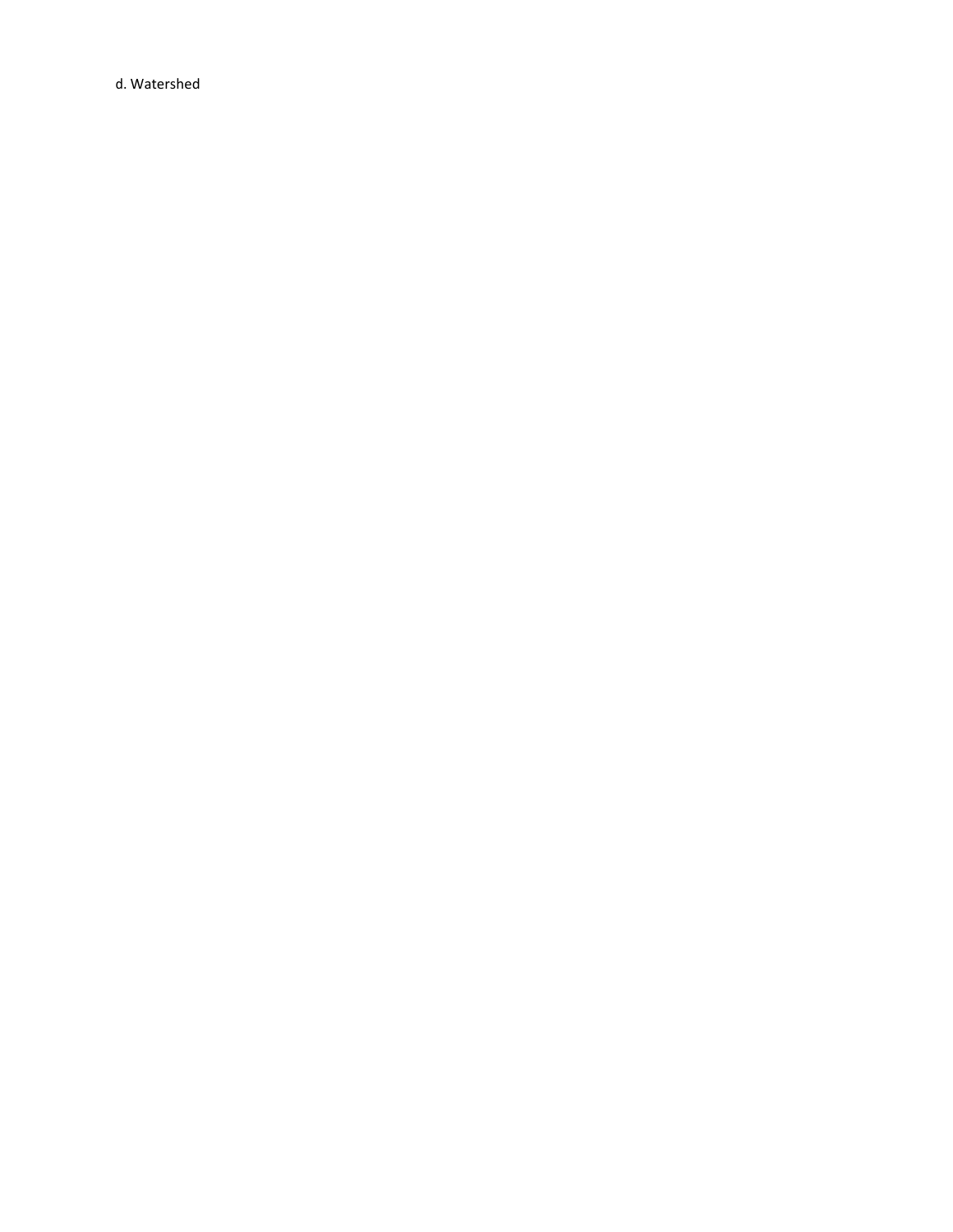d. Watershed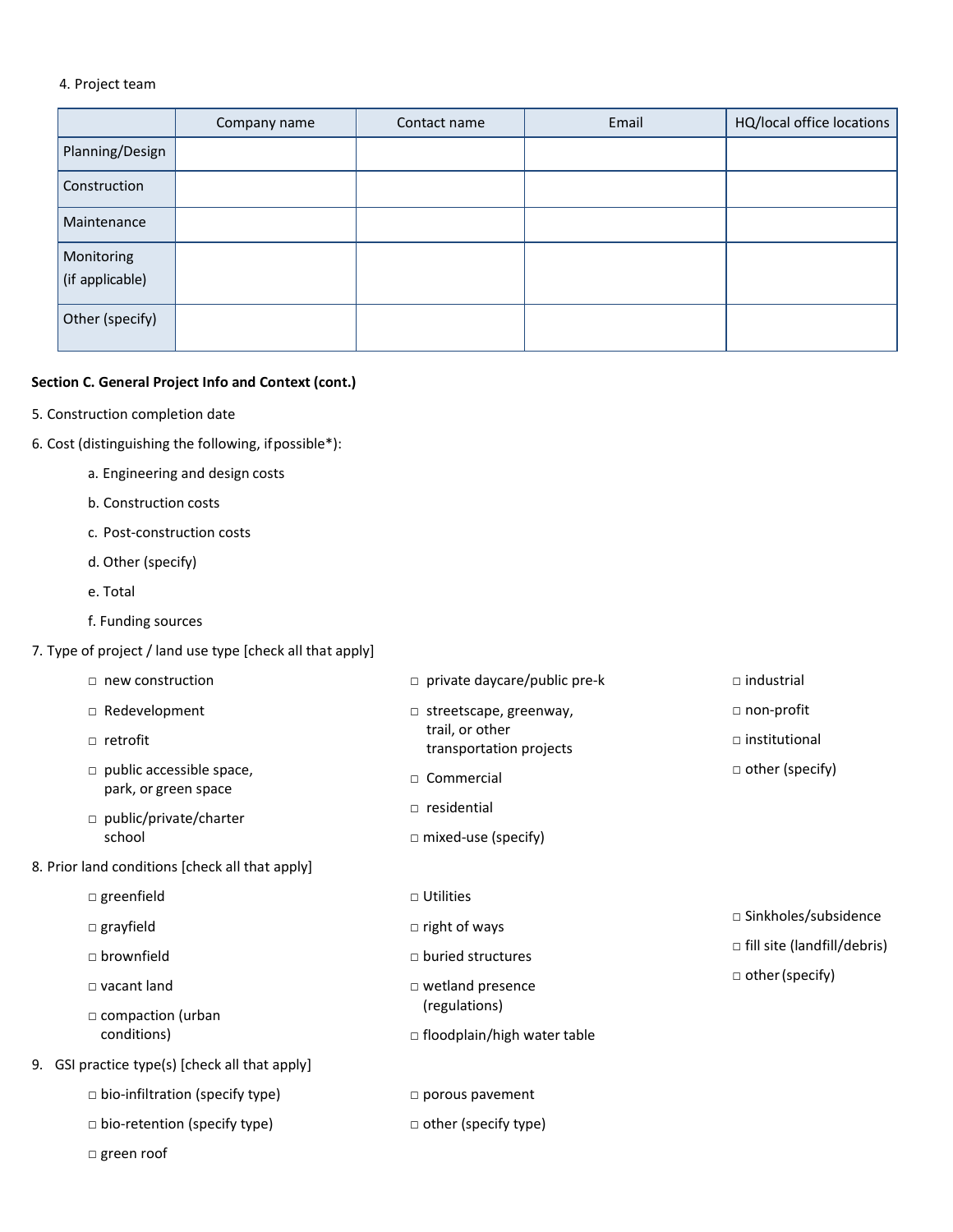4. Project team

| | Company name | Contact name | Email | HQ/local office locations |
|---|---|---|---|---|
| Planning/Design | | | | |
| Construction | | | | |
| Maintenance | | | | |
| Monitoring (if applicable) | | | | |
| Other (specify) | | | | |

**Section C. General Project Info and Context (cont.)**

5. Construction completion date

6. Cost (distinguishing the following, if possible*):

   a. Engineering and design costs

   b. Construction costs

   c. Post-construction costs

   d. Other (specify)

   e. Total

   f. Funding sources

7. Type of project / land use type [check all that apply]

   - □ new construction
   - □ Redevelopment
   - □ retrofit
   - □ public accessible space, park, or green space
   - □ public/private/charter school
   - □ private daycare/public pre-k
   - □ streetscape, greenway, trail, or other transportation projects
   - □ Commercial
   - □ residential
   - □ mixed-use (specify)
   - □ industrial
   - □ non-profit
   - □ institutional
   - □ other (specify)

8. Prior land conditions [check all that apply]

   - □ greenfield
   - □ grayfield
   - □ brownfield
   - □ vacant land
   - □ compaction (urban conditions)
   - □ Utilities
   - □ right of ways
   - □ buried structures
   - □ wetland presence (regulations)
   - □ floodplain/high water table
   - □ Sinkholes/subsidence
   - □ fill site (landfill/debris)
   - □ other (specify)

9. GSI practice type(s) [check all that apply]

   - □ bio-infiltration (specify type)
   - □ bio-retention (specify type)
   - □ green roof
   - □ porous pavement
   - □ other (specify type)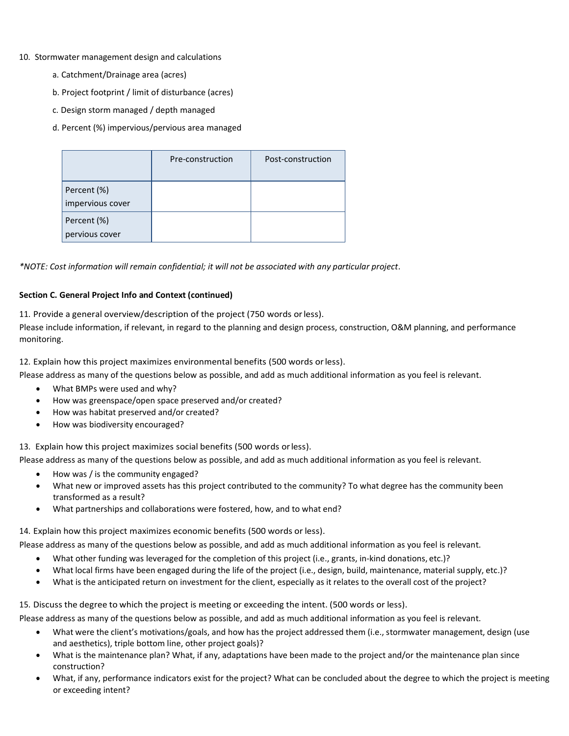10. Stormwater management design and calculations
    a. Catchment/Drainage area (acres)
    b. Project footprint / limit of disturbance (acres)
    c. Design storm managed / depth managed
    d. Percent (%) impervious/pervious area managed

| | Pre-construction | Post-construction |
|---|---|---|
| Percent (%) impervious cover | | |
| Percent (%) pervious cover | | |

*\*NOTE: Cost information will remain confidential; it will not be associated with any particular project.*

**Section C. General Project Info and Context (continued)**

11. Provide a general overview/description of the project (750 words or less).
Please include information, if relevant, in regard to the planning and design process, construction, O&M planning, and performance monitoring.

12. Explain how this project maximizes environmental benefits (500 words or less).
Please address as many of the questions below as possible, and add as much additional information as you feel is relevant.

- What BMPs were used and why?
- How was greenspace/open space preserved and/or created?
- How was habitat preserved and/or created?
- How was biodiversity encouraged?

13. Explain how this project maximizes social benefits (500 words or less).
Please address as many of the questions below as possible, and add as much additional information as you feel is relevant.

- How was / is the community engaged?
- What new or improved assets has this project contributed to the community? To what degree has the community been transformed as a result?
- What partnerships and collaborations were fostered, how, and to what end?

14. Explain how this project maximizes economic benefits (500 words or less).
Please address as many of the questions below as possible, and add as much additional information as you feel is relevant.

- What other funding was leveraged for the completion of this project (i.e., grants, in-kind donations, etc.)?
- What local firms have been engaged during the life of the project (i.e., design, build, maintenance, material supply, etc.)?
- What is the anticipated return on investment for the client, especially as it relates to the overall cost of the project?

15. Discuss the degree to which the project is meeting or exceeding the intent. (500 words or less).
Please address as many of the questions below as possible, and add as much additional information as you feel is relevant.

- What were the client's motivations/goals, and how has the project addressed them (i.e., stormwater management, design (use and aesthetics), triple bottom line, other project goals)?
- What is the maintenance plan? What, if any, adaptations have been made to the project and/or the maintenance plan since construction?
- What, if any, performance indicators exist for the project? What can be concluded about the degree to which the project is meeting or exceeding intent?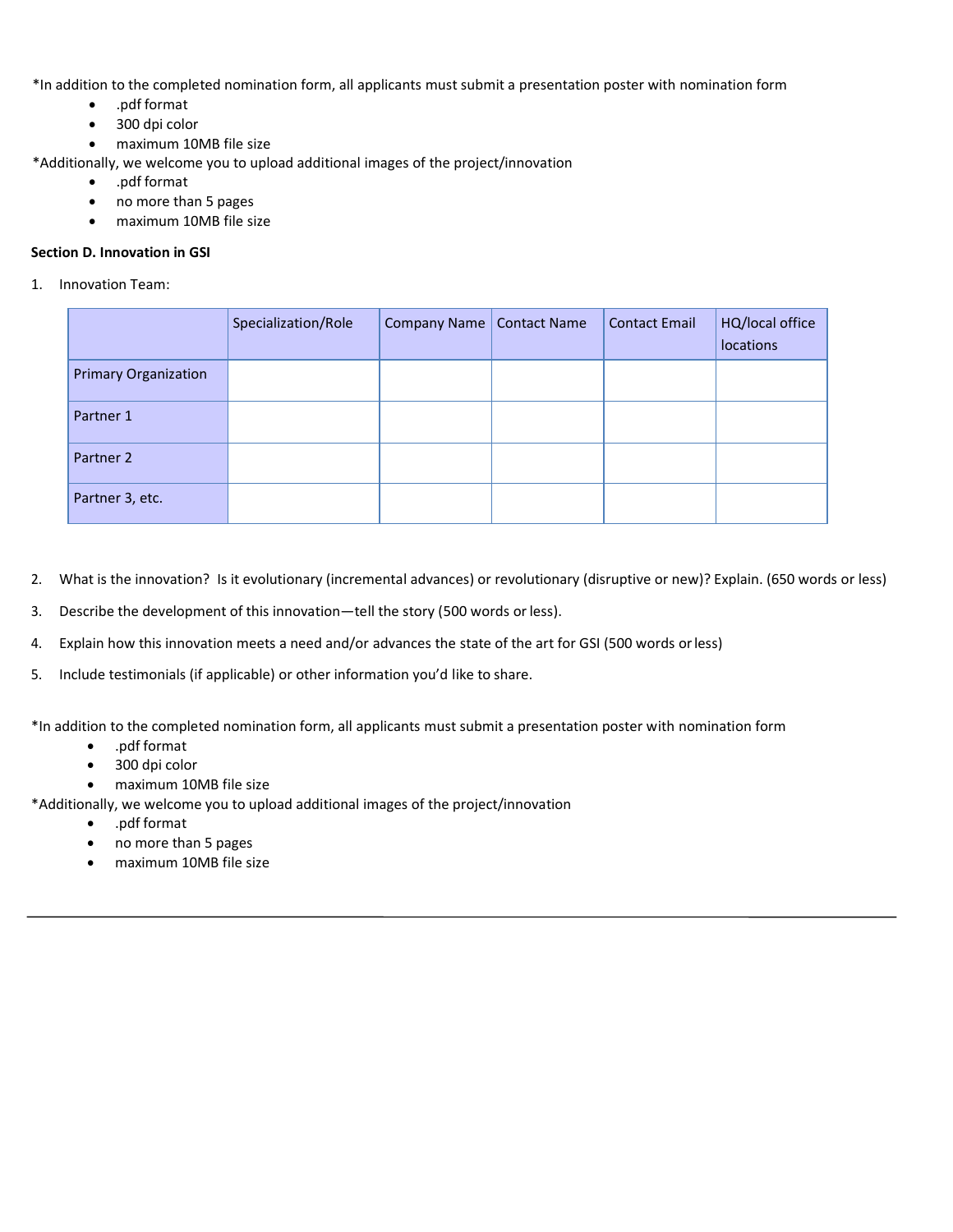*In addition to the completed nomination form, all applicants must submit a presentation poster with nomination form

- .pdf format
- 300 dpi color
- maximum 10MB file size

*Additionally, we welcome you to upload additional images of the project/innovation

- .pdf format
- no more than 5 pages
- maximum 10MB file size

**Section D. Innovation in GSI**

1. Innovation Team:

| | Specialization/Role | Company Name | Contact Name | Contact Email | HQ/local office locations |
|---|---|---|---|---|---|
| Primary Organization | | | | | |
| Partner 1 | | | | | |
| Partner 2 | | | | | |
| Partner 3, etc. | | | | | |

2. What is the innovation? Is it evolutionary (incremental advances) or revolutionary (disruptive or new)? Explain. (650 words or less)
3. Describe the development of this innovation—tell the story (500 words or less).
4. Explain how this innovation meets a need and/or advances the state of the art for GSI (500 words or less)
5. Include testimonials (if applicable) or other information you'd like to share.

*In addition to the completed nomination form, all applicants must submit a presentation poster with nomination form

- .pdf format
- 300 dpi color
- maximum 10MB file size

*Additionally, we welcome you to upload additional images of the project/innovation

- .pdf format
- no more than 5 pages
- maximum 10MB file size